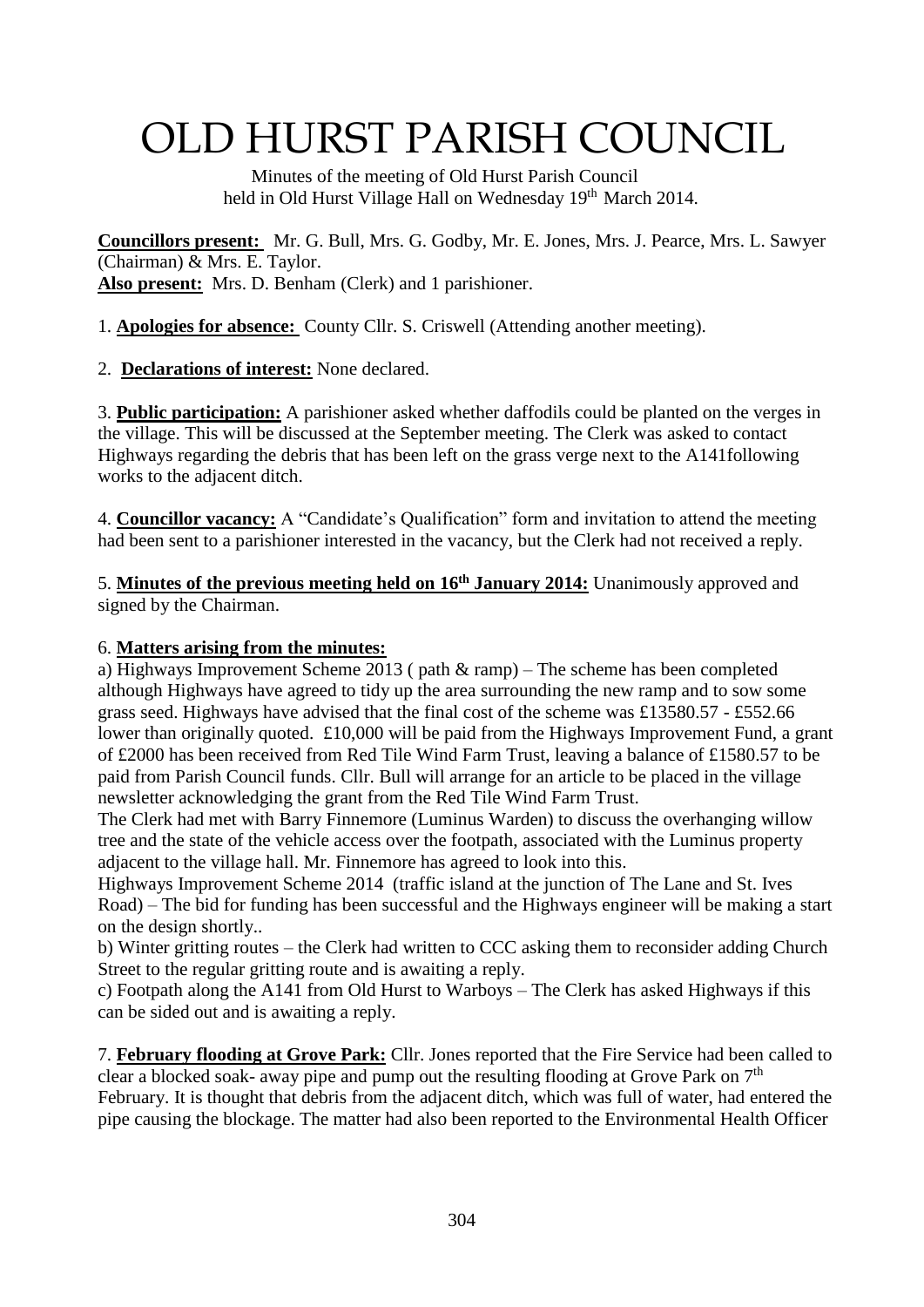# OLD HURST PARISH COUNCIL

Minutes of the meeting of Old Hurst Parish Council held in Old Hurst Village Hall on Wednesday 19th March 2014.

**Councillors present:** Mr. G. Bull, Mrs. G. Godby, Mr. E. Jones, Mrs. J. Pearce, Mrs. L. Sawyer (Chairman) & Mrs. E. Taylor.
**Also present:** Mrs. D. Benham (Clerk) and 1 parishioner.

1. **Apologies for absence:** County Cllr. S. Criswell (Attending another meeting).

2. **Declarations of interest:** None declared.

3. **Public participation:** A parishioner asked whether daffodils could be planted on the verges in the village. This will be discussed at the September meeting. The Clerk was asked to contact Highways regarding the debris that has been left on the grass verge next to the A141following works to the adjacent ditch.

4. **Councillor vacancy:** A "Candidate's Qualification" form and invitation to attend the meeting had been sent to a parishioner interested in the vacancy, but the Clerk had not received a reply.

5. **Minutes of the previous meeting held on 16th January 2014:** Unanimously approved and signed by the Chairman.

6. **Matters arising from the minutes:**

a) Highways Improvement Scheme 2013 ( path & ramp) – The scheme has been completed although Highways have agreed to tidy up the area surrounding the new ramp and to sow some grass seed. Highways have advised that the final cost of the scheme was £13580.57 - £552.66 lower than originally quoted. £10,000 will be paid from the Highways Improvement Fund, a grant of £2000 has been received from Red Tile Wind Farm Trust, leaving a balance of £1580.57 to be paid from Parish Council funds. Cllr. Bull will arrange for an article to be placed in the village newsletter acknowledging the grant from the Red Tile Wind Farm Trust.

The Clerk had met with Barry Finnemore (Luminus Warden) to discuss the overhanging willow tree and the state of the vehicle access over the footpath, associated with the Luminus property adjacent to the village hall. Mr. Finnemore has agreed to look into this.

Highways Improvement Scheme 2014 (traffic island at the junction of The Lane and St. Ives Road) – The bid for funding has been successful and the Highways engineer will be making a start on the design shortly..

b) Winter gritting routes – the Clerk had written to CCC asking them to reconsider adding Church Street to the regular gritting route and is awaiting a reply.

c) Footpath along the A141 from Old Hurst to Warboys – The Clerk has asked Highways if this can be sided out and is awaiting a reply.

7. **February flooding at Grove Park:** Cllr. Jones reported that the Fire Service had been called to clear a blocked soak- away pipe and pump out the resulting flooding at Grove Park on 7th February. It is thought that debris from the adjacent ditch, which was full of water, had entered the pipe causing the blockage. The matter had also been reported to the Environmental Health Officer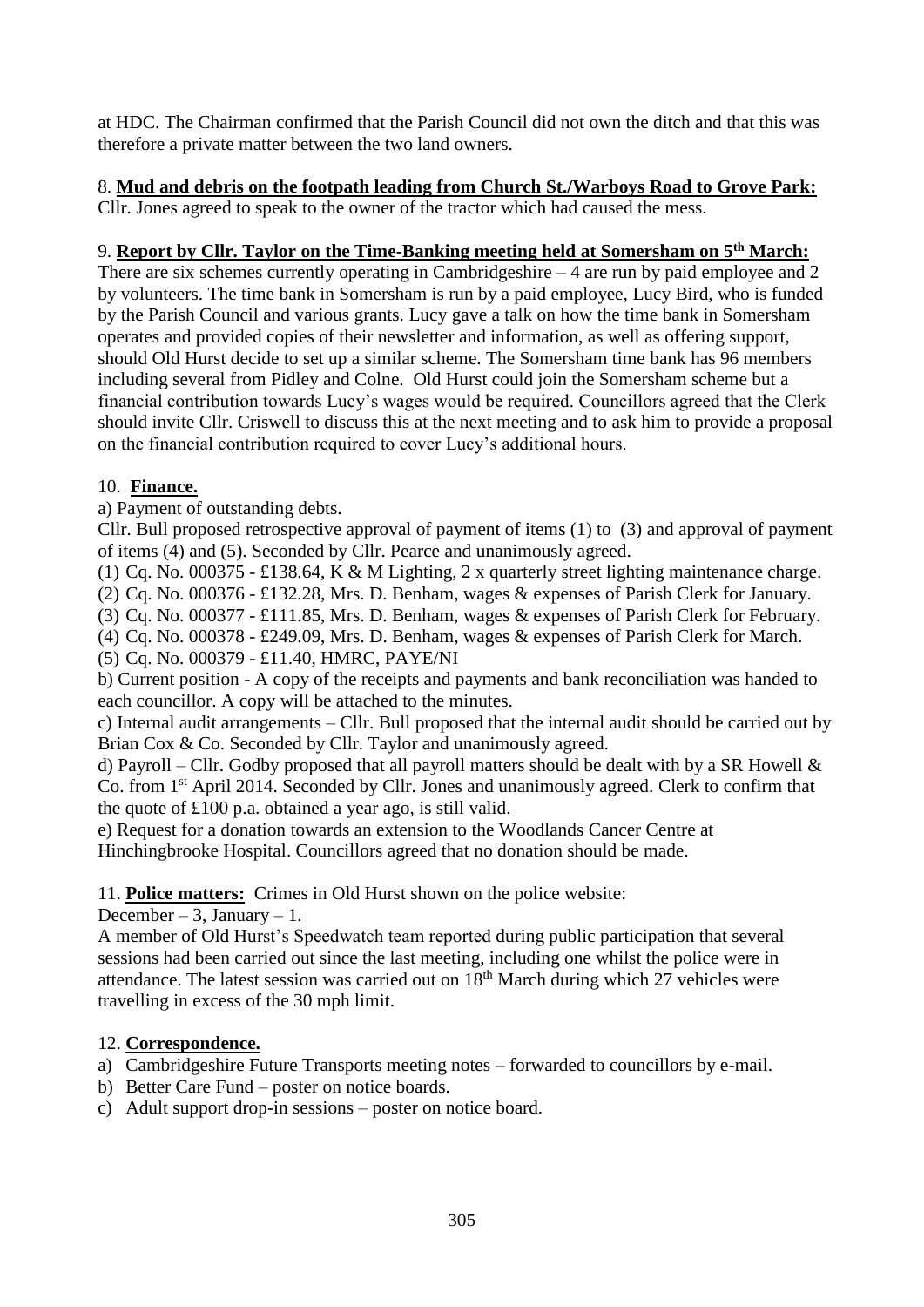at HDC. The Chairman confirmed that the Parish Council did not own the ditch and that this was therefore a private matter between the two land owners.

8. **Mud and debris on the footpath leading from Church St./Warboys Road to Grove Park:**
Cllr. Jones agreed to speak to the owner of the tractor which had caused the mess.

9. **Report by Cllr. Taylor on the Time-Banking meeting held at Somersham on 5th March:**
There are six schemes currently operating in Cambridgeshire – 4 are run by paid employee and 2 by volunteers. The time bank in Somersham is run by a paid employee, Lucy Bird, who is funded by the Parish Council and various grants. Lucy gave a talk on how the time bank in Somersham operates and provided copies of their newsletter and information, as well as offering support, should Old Hurst decide to set up a similar scheme. The Somersham time bank has 96 members including several from Pidley and Colne. Old Hurst could join the Somersham scheme but a financial contribution towards Lucy's wages would be required. Councillors agreed that the Clerk should invite Cllr. Criswell to discuss this at the next meeting and to ask him to provide a proposal on the financial contribution required to cover Lucy's additional hours.

10. **Finance.**

a) Payment of outstanding debts.

Cllr. Bull proposed retrospective approval of payment of items (1) to (3) and approval of payment of items (4) and (5). Seconded by Cllr. Pearce and unanimously agreed.

(1) Cq. No. 000375 - £138.64, K & M Lighting, 2 x quarterly street lighting maintenance charge.
(2) Cq. No. 000376 - £132.28, Mrs. D. Benham, wages & expenses of Parish Clerk for January.
(3) Cq. No. 000377 - £111.85, Mrs. D. Benham, wages & expenses of Parish Clerk for February.
(4) Cq. No. 000378 - £249.09, Mrs. D. Benham, wages & expenses of Parish Clerk for March.
(5) Cq. No. 000379 - £11.40, HMRC, PAYE/NI

b) Current position - A copy of the receipts and payments and bank reconciliation was handed to each councillor. A copy will be attached to the minutes.

c) Internal audit arrangements – Cllr. Bull proposed that the internal audit should be carried out by Brian Cox & Co. Seconded by Cllr. Taylor and unanimously agreed.

d) Payroll – Cllr. Godby proposed that all payroll matters should be dealt with by a SR Howell & Co. from 1st April 2014. Seconded by Cllr. Jones and unanimously agreed. Clerk to confirm that the quote of £100 p.a. obtained a year ago, is still valid.

e) Request for a donation towards an extension to the Woodlands Cancer Centre at Hinchingbrooke Hospital. Councillors agreed that no donation should be made.

11. **Police matters:** Crimes in Old Hurst shown on the police website:
December – 3, January – 1.
A member of Old Hurst's Speedwatch team reported during public participation that several sessions had been carried out since the last meeting, including one whilst the police were in attendance. The latest session was carried out on 18th March during which 27 vehicles were travelling in excess of the 30 mph limit.

12. **Correspondence.**

a) Cambridgeshire Future Transports meeting notes – forwarded to councillors by e-mail.
b) Better Care Fund – poster on notice boards.
c) Adult support drop-in sessions – poster on notice board.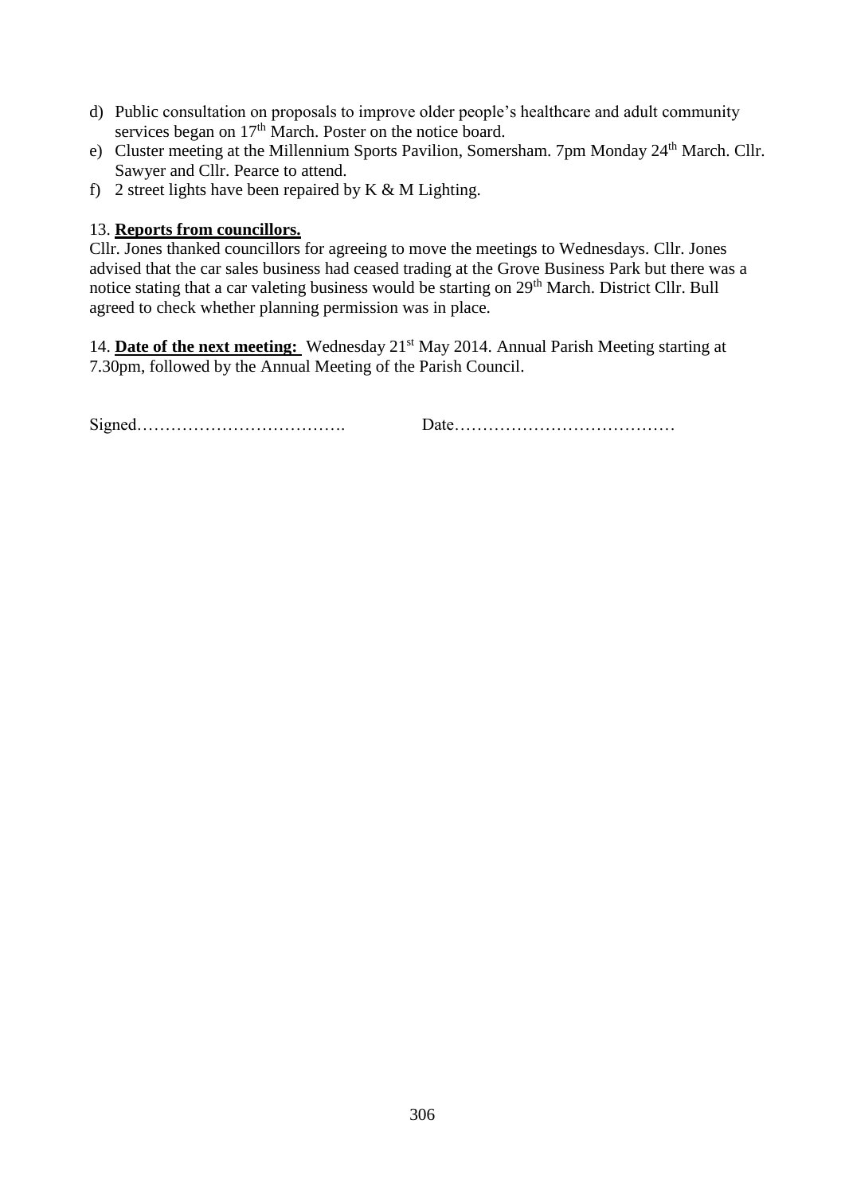d) Public consultation on proposals to improve older people's healthcare and adult community services began on 17th March. Poster on the notice board.
e) Cluster meeting at the Millennium Sports Pavilion, Somersham. 7pm Monday 24th March. Cllr. Sawyer and Cllr. Pearce to attend.
f) 2 street lights have been repaired by K & M Lighting.

13. **Reports from councillors.**

Cllr. Jones thanked councillors for agreeing to move the meetings to Wednesdays. Cllr. Jones advised that the car sales business had ceased trading at the Grove Business Park but there was a notice stating that a car valeting business would be starting on 29th March. District Cllr. Bull agreed to check whether planning permission was in place.

14. **Date of the next meeting:** Wednesday 21st May 2014. Annual Parish Meeting starting at 7.30pm, followed by the Annual Meeting of the Parish Council.

Signed………………………………. Date…………………………………